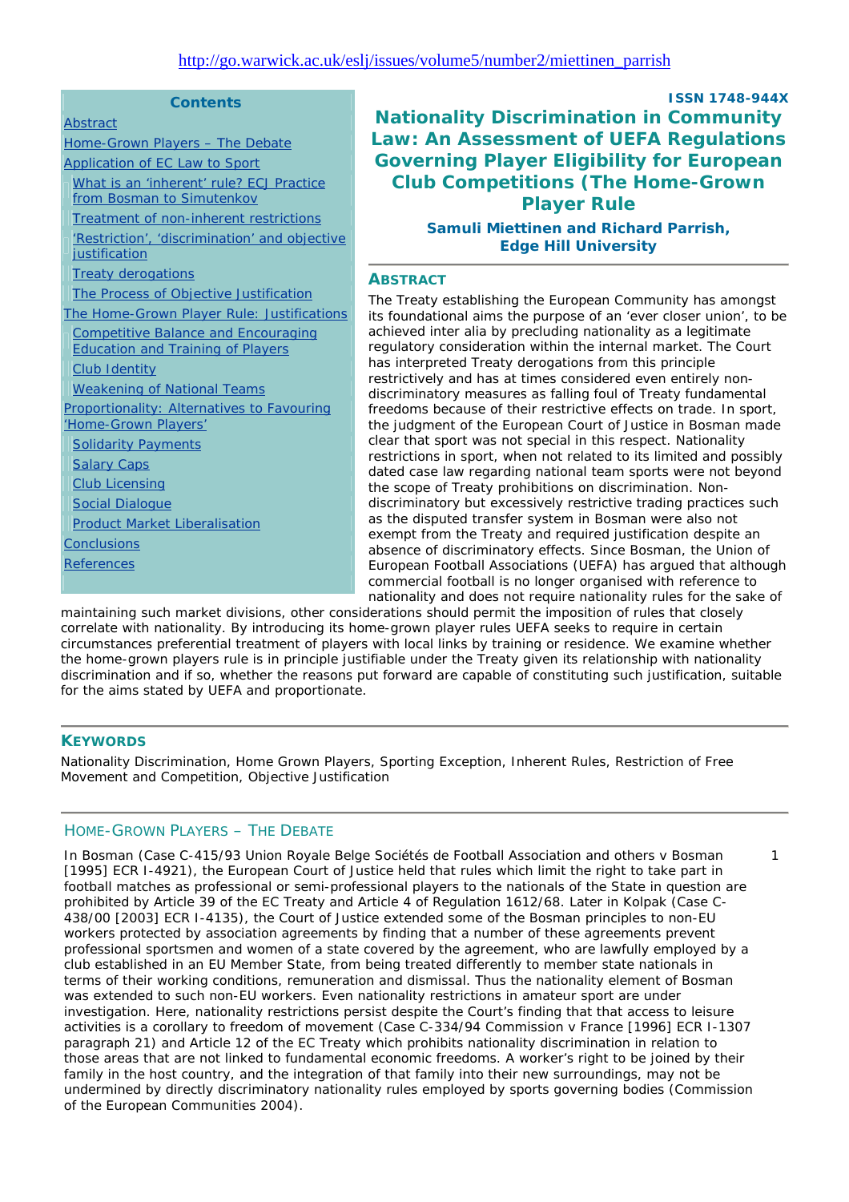http://go.warwick.ac.uk/eslj/issues/volume5/number2/miettinen_parrish

**Contents**

- Abstract
- Home-Grown Players – The Debate
- Application of EC Law to Sport
  - What is an 'inherent' rule? ECJ Practice from Bosman to Simutenkov
  - Treatment of non-inherent restrictions
  - 'Restriction', 'discrimination' and objective justification
  - Treaty derogations
  - The Process of Objective Justification
- The Home-Grown Player Rule: Justifications
  - Competitive Balance and Encouraging Education and Training of Players
  - Club Identity
  - Weakening of National Teams
- Proportionality: Alternatives to Favouring 'Home-Grown Players'
  - Solidarity Payments
  - Salary Caps
  - Club Licensing
  - Social Dialogue
  - Product Market Liberalisation
- Conclusions
- References

**ISSN 1748-944X**

# Nationality Discrimination in Community Law: An Assessment of UEFA Regulations Governing Player Eligibility for European Club Competitions (The Home-Grown Player Rule

**Samuli Miettinen and Richard Parrish, Edge Hill University**

## Abstract

The Treaty establishing the European Community has amongst its foundational aims the purpose of an 'ever closer union', to be achieved inter alia by precluding nationality as a legitimate regulatory consideration within the internal market. The Court has interpreted Treaty derogations from this principle restrictively and has at times considered even entirely non-discriminatory measures as falling foul of Treaty fundamental freedoms because of their restrictive effects on trade. In sport, the judgment of the European Court of Justice in Bosman made clear that sport was not special in this respect. Nationality restrictions in sport, when not related to its limited and possibly dated case law regarding national team sports were not beyond the scope of Treaty prohibitions on discrimination. Non-discriminatory but excessively restrictive trading practices such as the disputed transfer system in Bosman were also not exempt from the Treaty and required justification despite an absence of discriminatory effects. Since Bosman, the Union of European Football Associations (UEFA) has argued that although commercial football is no longer organised with reference to nationality and does not require nationality rules for the sake of maintaining such market divisions, other considerations should permit the imposition of rules that closely correlate with nationality. By introducing its home-grown player rules UEFA seeks to require in certain circumstances preferential treatment of players with local links by training or residence. We examine whether the home-grown players rule is in principle justifiable under the Treaty given its relationship with nationality discrimination and if so, whether the reasons put forward are capable of constituting such justification, suitable for the aims stated by UEFA and proportionate.

## Keywords

Nationality Discrimination, Home Grown Players, Sporting Exception, Inherent Rules, Restriction of Free Movement and Competition, Objective Justification

## Home-Grown Players – The Debate

1 In Bosman (Case C-415/93 Union Royale Belge Sociétés de Football Association and others v Bosman [1995] ECR I-4921), the European Court of Justice held that rules which limit the right to take part in football matches as professional or semi-professional players to the nationals of the State in question are prohibited by Article 39 of the EC Treaty and Article 4 of Regulation 1612/68. Later in Kolpak (Case C-438/00 [2003] ECR I-4135), the Court of Justice extended some of the Bosman principles to non-EU workers protected by association agreements by finding that a number of these agreements prevent professional sportsmen and women of a state covered by the agreement, who are lawfully employed by a club established in an EU Member State, from being treated differently to member state nationals in terms of their working conditions, remuneration and dismissal. Thus the nationality element of Bosman was extended to such non-EU workers. Even nationality restrictions in amateur sport are under investigation. Here, nationality restrictions persist despite the Court's finding that that access to leisure activities is a corollary to freedom of movement (Case C-334/94 Commission v France [1996] ECR I-1307 paragraph 21) and Article 12 of the EC Treaty which prohibits nationality discrimination in relation to those areas that are not linked to fundamental economic freedoms. A worker's right to be joined by their family in the host country, and the integration of that family into their new surroundings, may not be undermined by directly discriminatory nationality rules employed by sports governing bodies (Commission of the European Communities 2004).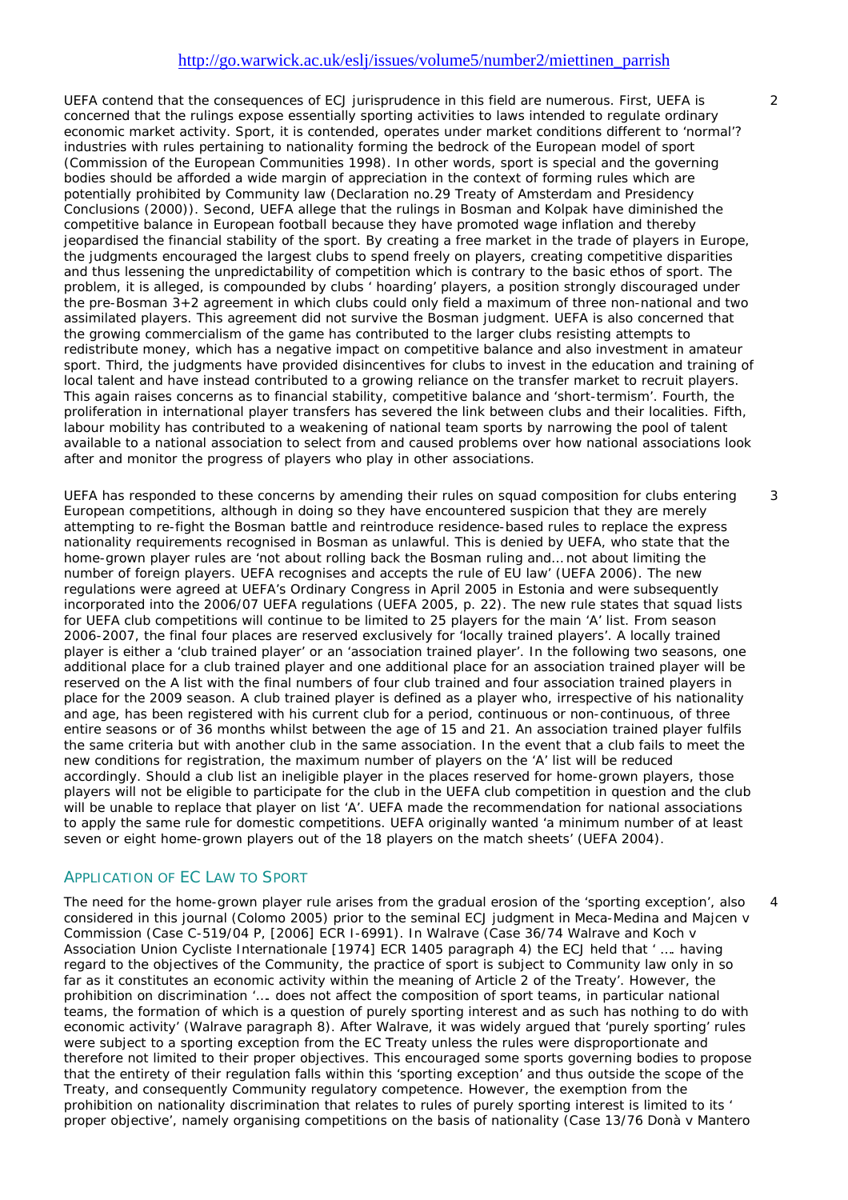UEFA contend that the consequences of ECJ jurisprudence in this field are numerous. First, UEFA is concerned that the rulings expose essentially sporting activities to laws intended to regulate ordinary economic market activity. Sport, it is contended, operates under market conditions different to 'normal'? industries with rules pertaining to nationality forming the bedrock of the European model of sport (Commission of the European Communities 1998). In other words, sport is special and the governing bodies should be afforded a wide margin of appreciation in the context of forming rules which are potentially prohibited by Community law (Declaration no.29 Treaty of Amsterdam and Presidency Conclusions (2000)). Second, UEFA allege that the rulings in Bosman and Kolpak have diminished the competitive balance in European football because they have promoted wage inflation and thereby jeopardised the financial stability of the sport. By creating a free market in the trade of players in Europe, the judgments encouraged the largest clubs to spend freely on players, creating competitive disparities and thus lessening the unpredictability of competition which is contrary to the basic ethos of sport. The problem, it is alleged, is compounded by clubs ' hoarding' players, a position strongly discouraged under the pre-Bosman 3+2 agreement in which clubs could only field a maximum of three non-national and two assimilated players. This agreement did not survive the Bosman judgment. UEFA is also concerned that the growing commercialism of the game has contributed to the larger clubs resisting attempts to redistribute money, which has a negative impact on competitive balance and also investment in amateur sport. Third, the judgments have provided disincentives for clubs to invest in the education and training of local talent and have instead contributed to a growing reliance on the transfer market to recruit players. This again raises concerns as to financial stability, competitive balance and 'short-termism'. Fourth, the proliferation in international player transfers has severed the link between clubs and their localities. Fifth, labour mobility has contributed to a weakening of national team sports by narrowing the pool of talent available to a national association to select from and caused problems over how national associations look after and monitor the progress of players who play in other associations.

UEFA has responded to these concerns by amending their rules on squad composition for clubs entering European competitions, although in doing so they have encountered suspicion that they are merely attempting to re-fight the Bosman battle and reintroduce residence-based rules to replace the express nationality requirements recognised in Bosman as unlawful. This is denied by UEFA, who state that the home-grown player rules are 'not about rolling back the Bosman ruling and… not about limiting the number of foreign players. UEFA recognises and accepts the rule of EU law' (UEFA 2006). The new regulations were agreed at UEFA's Ordinary Congress in April 2005 in Estonia and were subsequently incorporated into the 2006/07 UEFA regulations (UEFA 2005, p. 22). The new rule states that squad lists for UEFA club competitions will continue to be limited to 25 players for the main 'A' list. From season 2006-2007, the final four places are reserved exclusively for 'locally trained players'. A locally trained player is either a 'club trained player' or an 'association trained player'. In the following two seasons, one additional place for a club trained player and one additional place for an association trained player will be reserved on the A list with the final numbers of four club trained and four association trained players in place for the 2009 season. A club trained player is defined as a player who, irrespective of his nationality and age, has been registered with his current club for a period, continuous or non-continuous, of three entire seasons or of 36 months whilst between the age of 15 and 21. An association trained player fulfils the same criteria but with another club in the same association. In the event that a club fails to meet the new conditions for registration, the maximum number of players on the 'A' list will be reduced accordingly. Should a club list an ineligible player in the places reserved for home-grown players, those players will not be eligible to participate for the club in the UEFA club competition in question and the club will be unable to replace that player on list 'A'. UEFA made the recommendation for national associations to apply the same rule for domestic competitions. UEFA originally wanted 'a minimum number of at least seven or eight home-grown players out of the 18 players on the match sheets' (UEFA 2004).

## Application of EC Law to Sport

The need for the home-grown player rule arises from the gradual erosion of the 'sporting exception', also considered in this journal (Colomo 2005) prior to the seminal ECJ judgment in Meca-Medina and Majcen v Commission (Case C-519/04 P, [2006] ECR I-6991). In Walrave (Case 36/74 Walrave and Koch v Association Union Cycliste Internationale [1974] ECR 1405 paragraph 4) the ECJ held that ' …. having regard to the objectives of the Community, the practice of sport is subject to Community law only in so far as it constitutes an economic activity within the meaning of Article 2 of the Treaty'. However, the prohibition on discrimination '…. does not affect the composition of sport teams, in particular national teams, the formation of which is a question of purely sporting interest and as such has nothing to do with economic activity' (Walrave paragraph 8). After Walrave, it was widely argued that 'purely sporting' rules were subject to a sporting exception from the EC Treaty unless the rules were disproportionate and therefore not limited to their proper objectives. This encouraged some sports governing bodies to propose that the entirety of their regulation falls within this 'sporting exception' and thus outside the scope of the Treaty, and consequently Community regulatory competence. However, the exemption from the prohibition on nationality discrimination that relates to rules of purely sporting interest is limited to its ' proper objective', namely organising competitions on the basis of nationality (Case 13/76 Donà v Mantero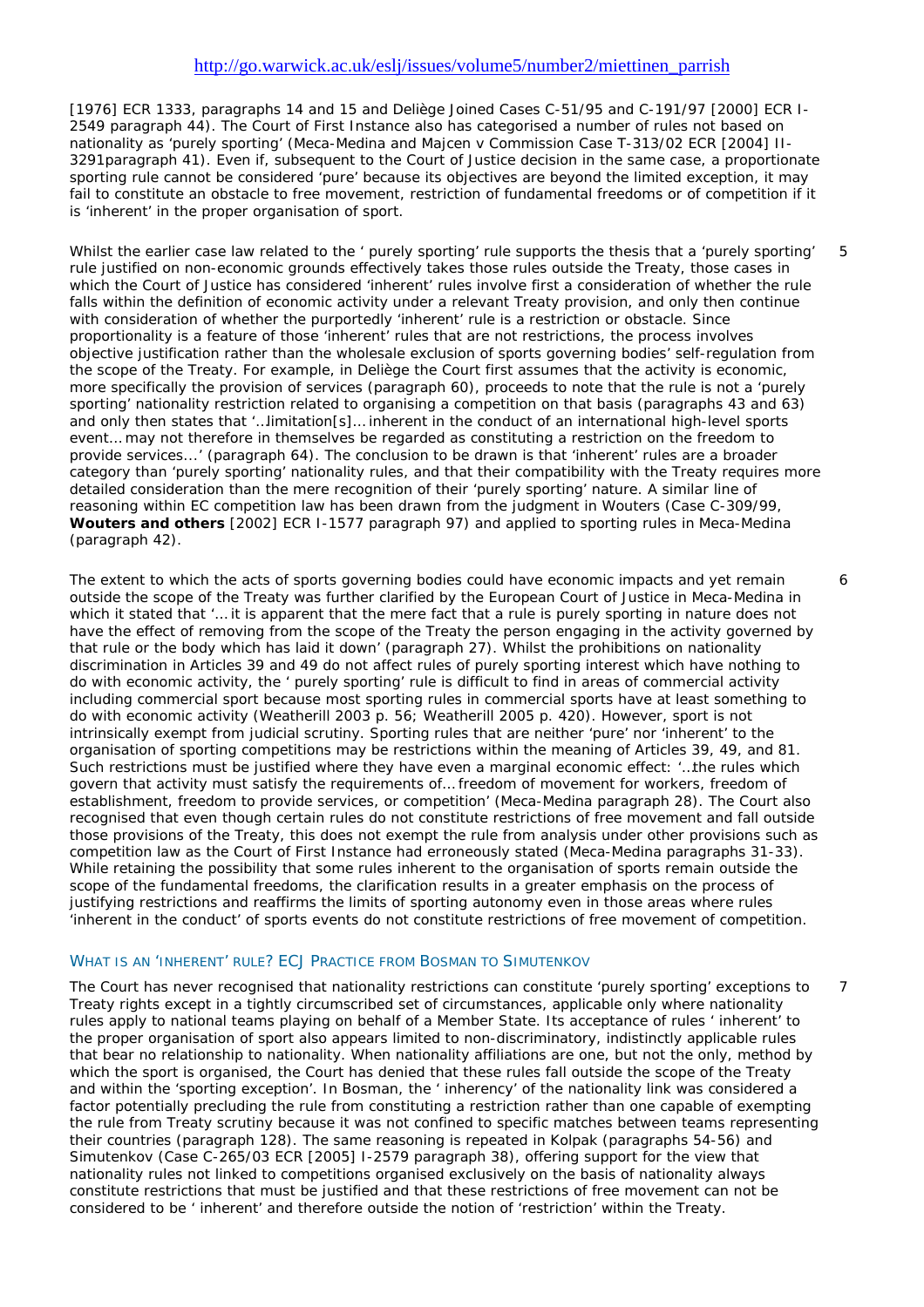[1976] ECR 1333, paragraphs 14 and 15 and Deliège Joined Cases C-51/95 and C-191/97 [2000] ECR I-2549 paragraph 44). The Court of First Instance also has categorised a number of rules not based on nationality as 'purely sporting' (Meca-Medina and Majcen v Commission Case T-313/02 ECR [2004] II-3291paragraph 41). Even if, subsequent to the Court of Justice decision in the same case, a proportionate sporting rule cannot be considered 'pure' because its objectives are beyond the limited exception, it may fail to constitute an obstacle to free movement, restriction of fundamental freedoms or of competition if it is 'inherent' in the proper organisation of sport.

5 Whilst the earlier case law related to the ' purely sporting' rule supports the thesis that a 'purely sporting' rule justified on non-economic grounds effectively takes those rules outside the Treaty, those cases in which the Court of Justice has considered 'inherent' rules involve first a consideration of whether the rule falls within the definition of economic activity under a relevant Treaty provision, and only then continue with consideration of whether the purportedly 'inherent' rule is a restriction or obstacle. Since proportionality is a feature of those 'inherent' rules that are not restrictions, the process involves objective justification rather than the wholesale exclusion of sports governing bodies' self-regulation from the scope of the Treaty. For example, in Deliège the Court first assumes that the activity is economic, more specifically the provision of services (paragraph 60), proceeds to note that the rule is not a 'purely sporting' nationality restriction related to organising a competition on that basis (paragraphs 43 and 63) and only then states that '…limitation[s]… inherent in the conduct of an international high-level sports event… may not therefore in themselves be regarded as constituting a restriction on the freedom to provide services…' (paragraph 64). The conclusion to be drawn is that 'inherent' rules are a broader category than 'purely sporting' nationality rules, and that their compatibility with the Treaty requires more detailed consideration than the mere recognition of their 'purely sporting' nature. A similar line of reasoning within EC competition law has been drawn from the judgment in Wouters (Case C-309/99, **Wouters and others** [2002] ECR I-1577 paragraph 97) and applied to sporting rules in Meca-Medina (paragraph 42).

6 The extent to which the acts of sports governing bodies could have economic impacts and yet remain outside the scope of the Treaty was further clarified by the European Court of Justice in Meca-Medina in which it stated that '… it is apparent that the mere fact that a rule is purely sporting in nature does not have the effect of removing from the scope of the Treaty the person engaging in the activity governed by that rule or the body which has laid it down' (paragraph 27). Whilst the prohibitions on nationality discrimination in Articles 39 and 49 do not affect rules of purely sporting interest which have nothing to do with economic activity, the ' purely sporting' rule is difficult to find in areas of commercial activity including commercial sport because most sporting rules in commercial sports have at least something to do with economic activity (Weatherill 2003 p. 56; Weatherill 2005 p. 420). However, sport is not intrinsically exempt from judicial scrutiny. Sporting rules that are neither 'pure' nor 'inherent' to the organisation of sporting competitions may be restrictions within the meaning of Articles 39, 49, and 81. Such restrictions must be justified where they have even a marginal economic effect: '…the rules which govern that activity must satisfy the requirements of… freedom of movement for workers, freedom of establishment, freedom to provide services, or competition' (Meca-Medina paragraph 28). The Court also recognised that even though certain rules do not constitute restrictions of free movement and fall outside those provisions of the Treaty, this does not exempt the rule from analysis under other provisions such as competition law as the Court of First Instance had erroneously stated (Meca-Medina paragraphs 31-33). While retaining the possibility that some rules inherent to the organisation of sports remain outside the scope of the fundamental freedoms, the clarification results in a greater emphasis on the process of justifying restrictions and reaffirms the limits of sporting autonomy even in those areas where rules 'inherent in the conduct' of sports events do not constitute restrictions of free movement of competition.

## WHAT IS AN 'INHERENT' RULE? ECJ PRACTICE FROM BOSMAN TO SIMUTENKOV

7 The Court has never recognised that nationality restrictions can constitute 'purely sporting' exceptions to Treaty rights except in a tightly circumscribed set of circumstances, applicable only where nationality rules apply to national teams playing on behalf of a Member State. Its acceptance of rules ' inherent' to the proper organisation of sport also appears limited to non-discriminatory, indistinctly applicable rules that bear no relationship to nationality. When nationality affiliations are one, but not the only, method by which the sport is organised, the Court has denied that these rules fall outside the scope of the Treaty and within the 'sporting exception'. In Bosman, the ' inherency' of the nationality link was considered a factor potentially precluding the rule from constituting a restriction rather than one capable of exempting the rule from Treaty scrutiny because it was not confined to specific matches between teams representing their countries (paragraph 128). The same reasoning is repeated in Kolpak (paragraphs 54-56) and Simutenkov (Case C-265/03 ECR [2005] I-2579 paragraph 38), offering support for the view that nationality rules not linked to competitions organised exclusively on the basis of nationality always constitute restrictions that must be justified and that these restrictions of free movement can not be considered to be ' inherent' and therefore outside the notion of 'restriction' within the Treaty.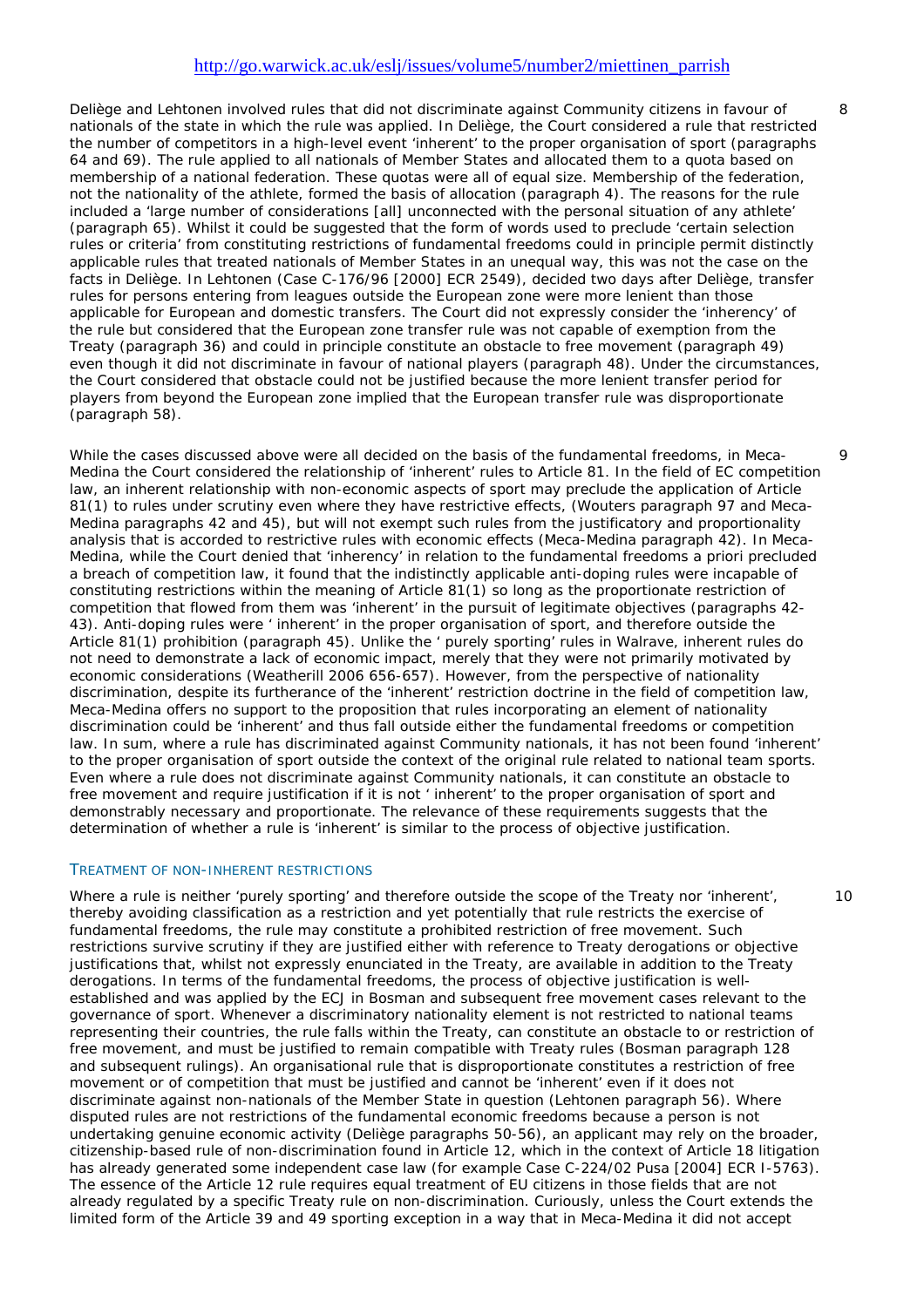Deliège and Lehtonen involved rules that did not discriminate against Community citizens in favour of nationals of the state in which the rule was applied. In Deliège, the Court considered a rule that restricted the number of competitors in a high-level event 'inherent' to the proper organisation of sport (paragraphs 64 and 69). The rule applied to all nationals of Member States and allocated them to a quota based on membership of a national federation. These quotas were all of equal size. Membership of the federation, not the nationality of the athlete, formed the basis of allocation (paragraph 4). The reasons for the rule included a 'large number of considerations [all] unconnected with the personal situation of any athlete' (paragraph 65). Whilst it could be suggested that the form of words used to preclude 'certain selection rules or criteria' from constituting restrictions of fundamental freedoms could in principle permit distinctly applicable rules that treated nationals of Member States in an unequal way, this was not the case on the facts in Deliège. In Lehtonen (Case C-176/96 [2000] ECR 2549), decided two days after Deliège, transfer rules for persons entering from leagues outside the European zone were more lenient than those applicable for European and domestic transfers. The Court did not expressly consider the 'inherency' of the rule but considered that the European zone transfer rule was not capable of exemption from the Treaty (paragraph 36) and could in principle constitute an obstacle to free movement (paragraph 49) even though it did not discriminate in favour of national players (paragraph 48). Under the circumstances, the Court considered that obstacle could not be justified because the more lenient transfer period for players from beyond the European zone implied that the European transfer rule was disproportionate (paragraph 58).

8

While the cases discussed above were all decided on the basis of the fundamental freedoms, in Meca-Medina the Court considered the relationship of 'inherent' rules to Article 81. In the field of EC competition law, an inherent relationship with non-economic aspects of sport may preclude the application of Article 81(1) to rules under scrutiny even where they have restrictive effects, (Wouters paragraph 97 and Meca-Medina paragraphs 42 and 45), but will not exempt such rules from the justificatory and proportionality analysis that is accorded to restrictive rules with economic effects (Meca-Medina paragraph 42). In Meca-Medina, while the Court denied that 'inherency' in relation to the fundamental freedoms a priori precluded a breach of competition law, it found that the indistinctly applicable anti-doping rules were incapable of constituting restrictions within the meaning of Article 81(1) so long as the proportionate restriction of competition that flowed from them was 'inherent' in the pursuit of legitimate objectives (paragraphs 42-43). Anti-doping rules were ' inherent' in the proper organisation of sport, and therefore outside the Article 81(1) prohibition (paragraph 45). Unlike the ' purely sporting' rules in Walrave, inherent rules do not need to demonstrate a lack of economic impact, merely that they were not primarily motivated by economic considerations (Weatherill 2006 656-657). However, from the perspective of nationality discrimination, despite its furtherance of the 'inherent' restriction doctrine in the field of competition law, Meca-Medina offers no support to the proposition that rules incorporating an element of nationality discrimination could be 'inherent' and thus fall outside either the fundamental freedoms or competition law. In sum, where a rule has discriminated against Community nationals, it has not been found 'inherent' to the proper organisation of sport outside the context of the original rule related to national team sports. Even where a rule does not discriminate against Community nationals, it can constitute an obstacle to free movement and require justification if it is not ' inherent' to the proper organisation of sport and demonstrably necessary and proportionate. The relevance of these requirements suggests that the determination of whether a rule is 'inherent' is similar to the process of objective justification.

9

### TREATMENT OF NON-INHERENT RESTRICTIONS

Where a rule is neither 'purely sporting' and therefore outside the scope of the Treaty nor 'inherent', thereby avoiding classification as a restriction and yet potentially that rule restricts the exercise of fundamental freedoms, the rule may constitute a prohibited restriction of free movement. Such restrictions survive scrutiny if they are justified either with reference to Treaty derogations or objective justifications that, whilst not expressly enunciated in the Treaty, are available in addition to the Treaty derogations. In terms of the fundamental freedoms, the process of objective justification is well-established and was applied by the ECJ in Bosman and subsequent free movement cases relevant to the governance of sport. Whenever a discriminatory nationality element is not restricted to national teams representing their countries, the rule falls within the Treaty, can constitute an obstacle to or restriction of free movement, and must be justified to remain compatible with Treaty rules (Bosman paragraph 128 and subsequent rulings). An organisational rule that is disproportionate constitutes a restriction of free movement or of competition that must be justified and cannot be 'inherent' even if it does not discriminate against non-nationals of the Member State in question (Lehtonen paragraph 56). Where disputed rules are not restrictions of the fundamental economic freedoms because a person is not undertaking genuine economic activity (Deliège paragraphs 50-56), an applicant may rely on the broader, citizenship-based rule of non-discrimination found in Article 12, which in the context of Article 18 litigation has already generated some independent case law (for example Case C-224/02 Pusa [2004] ECR I-5763). The essence of the Article 12 rule requires equal treatment of EU citizens in those fields that are not already regulated by a specific Treaty rule on non-discrimination. Curiously, unless the Court extends the limited form of the Article 39 and 49 sporting exception in a way that in Meca-Medina it did not accept

10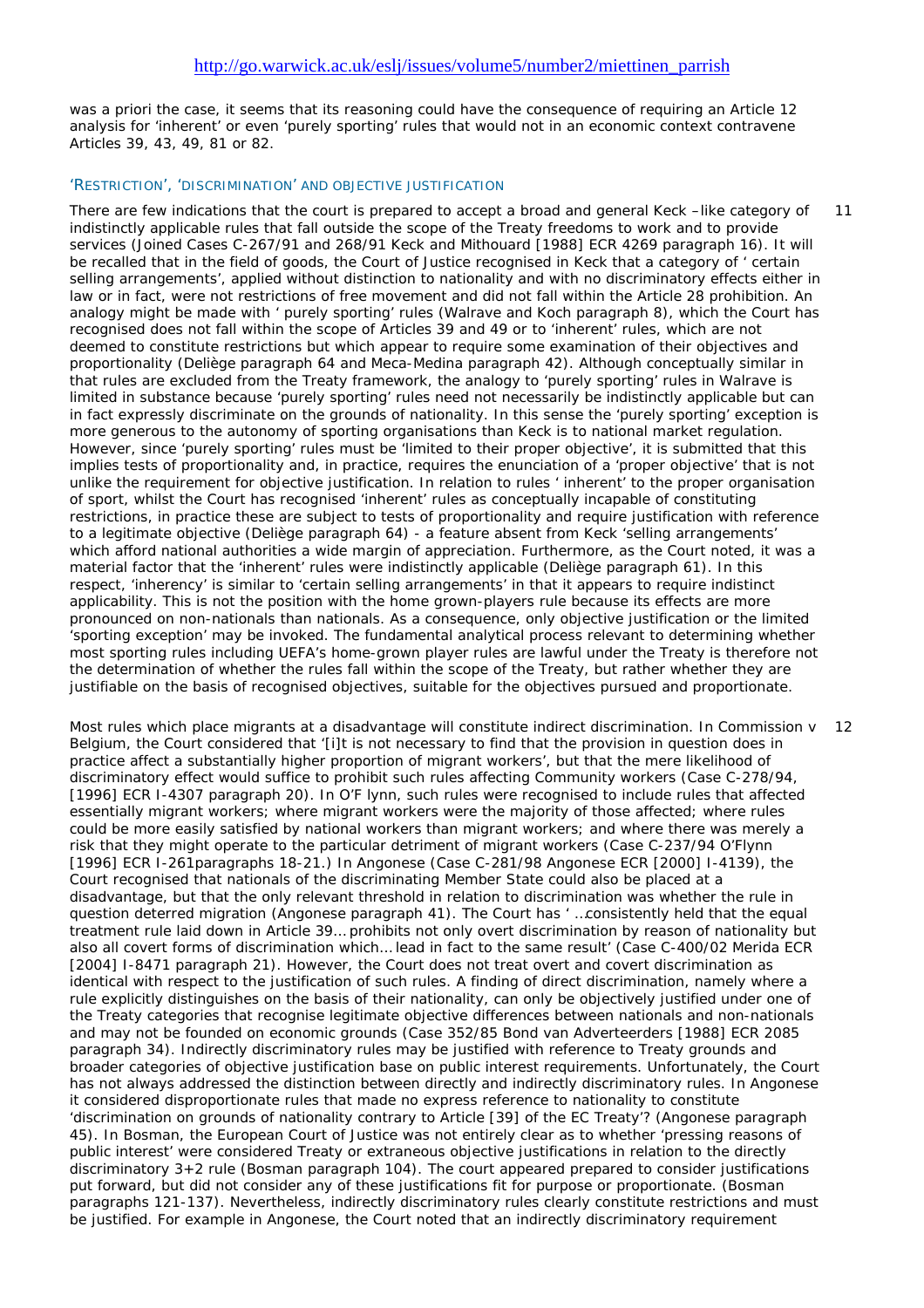was a priori the case, it seems that its reasoning could have the consequence of requiring an Article 12 analysis for 'inherent' or even 'purely sporting' rules that would not in an economic context contravene Articles 39, 43, 49, 81 or 82.

## 'RESTRICTION', 'DISCRIMINATION' AND OBJECTIVE JUSTIFICATION

11 There are few indications that the court is prepared to accept a broad and general Keck –like category of indistinctly applicable rules that fall outside the scope of the Treaty freedoms to work and to provide services (Joined Cases C-267/91 and 268/91 Keck and Mithouard [1988] ECR 4269 paragraph 16). It will be recalled that in the field of goods, the Court of Justice recognised in Keck that a category of ' certain selling arrangements', applied without distinction to nationality and with no discriminatory effects either in law or in fact, were not restrictions of free movement and did not fall within the Article 28 prohibition. An analogy might be made with ' purely sporting' rules (Walrave and Koch paragraph 8), which the Court has recognised does not fall within the scope of Articles 39 and 49 or to 'inherent' rules, which are not deemed to constitute restrictions but which appear to require some examination of their objectives and proportionality (Deliège paragraph 64 and Meca-Medina paragraph 42). Although conceptually similar in that rules are excluded from the Treaty framework, the analogy to 'purely sporting' rules in Walrave is limited in substance because 'purely sporting' rules need not necessarily be indistinctly applicable but can in fact expressly discriminate on the grounds of nationality. In this sense the 'purely sporting' exception is more generous to the autonomy of sporting organisations than Keck is to national market regulation. However, since 'purely sporting' rules must be 'limited to their proper objective', it is submitted that this implies tests of proportionality and, in practice, requires the enunciation of a 'proper objective' that is not unlike the requirement for objective justification. In relation to rules ' inherent' to the proper organisation of sport, whilst the Court has recognised 'inherent' rules as conceptually incapable of constituting restrictions, in practice these are subject to tests of proportionality and require justification with reference to a legitimate objective (Deliège paragraph 64) - a feature absent from Keck 'selling arrangements' which afford national authorities a wide margin of appreciation. Furthermore, as the Court noted, it was a material factor that the 'inherent' rules were indistinctly applicable (Deliège paragraph 61). In this respect, 'inherency' is similar to 'certain selling arrangements' in that it appears to require indistinct applicability. This is not the position with the home grown-players rule because its effects are more pronounced on non-nationals than nationals. As a consequence, only objective justification or the limited 'sporting exception' may be invoked. The fundamental analytical process relevant to determining whether most sporting rules including UEFA's home-grown player rules are lawful under the Treaty is therefore not the determination of whether the rules fall within the scope of the Treaty, but rather whether they are justifiable on the basis of recognised objectives, suitable for the objectives pursued and proportionate.

12 Most rules which place migrants at a disadvantage will constitute indirect discrimination. In Commission v Belgium, the Court considered that '[i]t is not necessary to find that the provision in question does in practice affect a substantially higher proportion of migrant workers', but that the mere likelihood of discriminatory effect would suffice to prohibit such rules affecting Community workers (Case C-278/94, [1996] ECR I-4307 paragraph 20). In O'Flynn, such rules were recognised to include rules that affected essentially migrant workers; where migrant workers were the majority of those affected; where rules could be more easily satisfied by national workers than migrant workers; and where there was merely a risk that they might operate to the particular detriment of migrant workers (Case C-237/94 O'Flynn [1996] ECR I-261paragraphs 18-21.) In Angonese (Case C-281/98 Angonese ECR [2000] I-4139), the Court recognised that nationals of the discriminating Member State could also be placed at a disadvantage, but that the only relevant threshold in relation to discrimination was whether the rule in question deterred migration (Angonese paragraph 41). The Court has ' …consistently held that the equal treatment rule laid down in Article 39… prohibits not only overt discrimination by reason of nationality but also all covert forms of discrimination which… lead in fact to the same result' (Case C-400/02 Merida ECR [2004] I-8471 paragraph 21). However, the Court does not treat overt and covert discrimination as identical with respect to the justification of such rules. A finding of direct discrimination, namely where a rule explicitly distinguishes on the basis of their nationality, can only be objectively justified under one of the Treaty categories that recognise legitimate objective differences between nationals and non-nationals and may not be founded on economic grounds (Case 352/85 Bond van Adverteerders [1988] ECR 2085 paragraph 34). Indirectly discriminatory rules may be justified with reference to Treaty grounds and broader categories of objective justification base on public interest requirements. Unfortunately, the Court has not always addressed the distinction between directly and indirectly discriminatory rules. In Angonese it considered disproportionate rules that made no express reference to nationality to constitute 'discrimination on grounds of nationality contrary to Article [39] of the EC Treaty'? (Angonese paragraph 45). In Bosman, the European Court of Justice was not entirely clear as to whether 'pressing reasons of public interest' were considered Treaty or extraneous objective justifications in relation to the directly discriminatory 3+2 rule (Bosman paragraph 104). The court appeared prepared to consider justifications put forward, but did not consider any of these justifications fit for purpose or proportionate. (Bosman paragraphs 121-137). Nevertheless, indirectly discriminatory rules clearly constitute restrictions and must be justified. For example in Angonese, the Court noted that an indirectly discriminatory requirement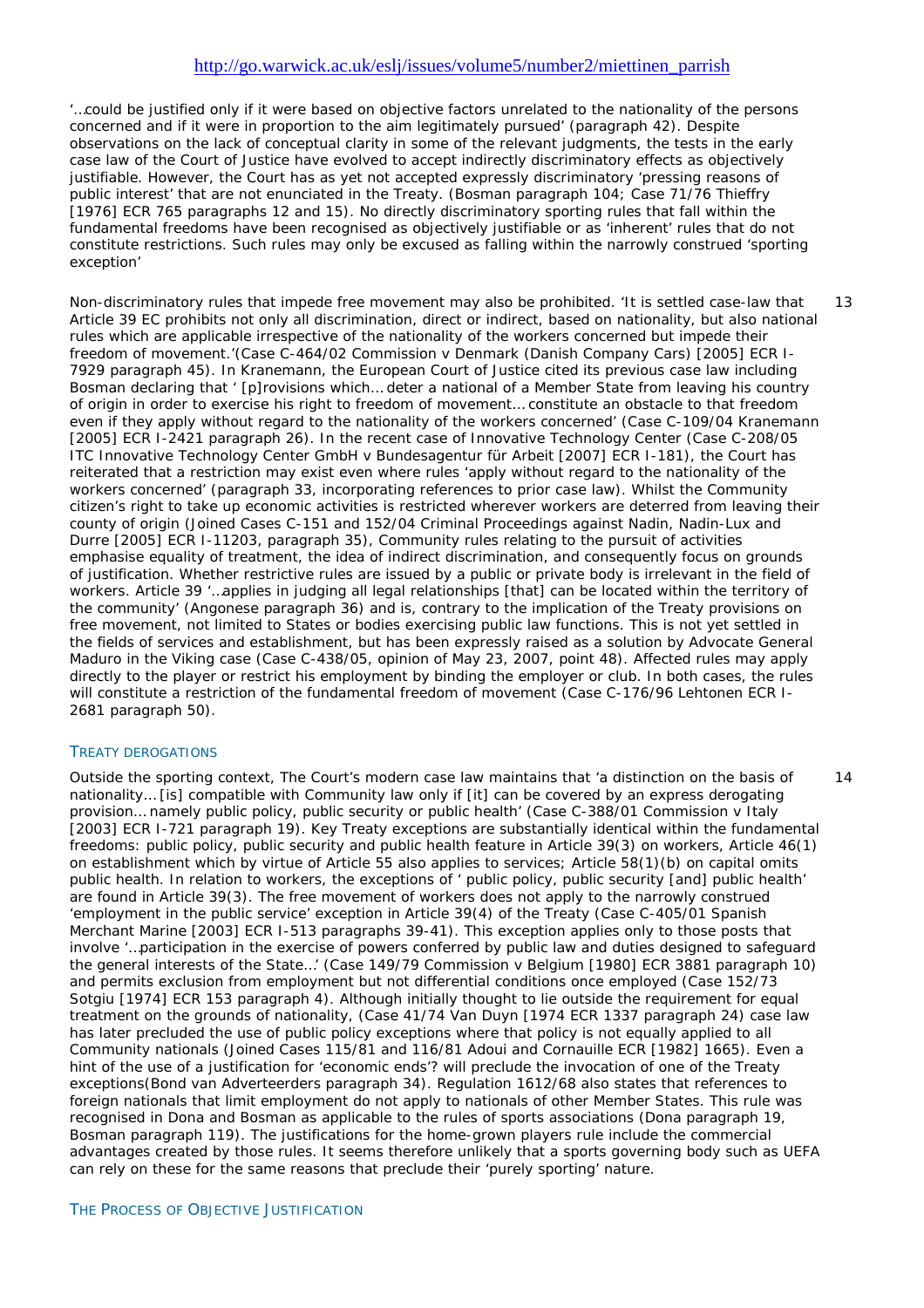'…could be justified only if it were based on objective factors unrelated to the nationality of the persons concerned and if it were in proportion to the aim legitimately pursued' (paragraph 42). Despite observations on the lack of conceptual clarity in some of the relevant judgments, the tests in the early case law of the Court of Justice have evolved to accept indirectly discriminatory effects as objectively justifiable. However, the Court has as yet not accepted expressly discriminatory 'pressing reasons of public interest' that are not enunciated in the Treaty. (Bosman paragraph 104; Case 71/76 Thieffry [1976] ECR 765 paragraphs 12 and 15). No directly discriminatory sporting rules that fall within the fundamental freedoms have been recognised as objectively justifiable or as 'inherent' rules that do not constitute restrictions. Such rules may only be excused as falling within the narrowly construed 'sporting exception'

13 Non-discriminatory rules that impede free movement may also be prohibited. 'It is settled case-law that Article 39 EC prohibits not only all discrimination, direct or indirect, based on nationality, but also national rules which are applicable irrespective of the nationality of the workers concerned but impede their freedom of movement.'(Case C-464/02 Commission v Denmark (Danish Company Cars) [2005] ECR I-7929 paragraph 45). In Kranemann, the European Court of Justice cited its previous case law including Bosman declaring that ' [p]rovisions which… deter a national of a Member State from leaving his country of origin in order to exercise his right to freedom of movement… constitute an obstacle to that freedom even if they apply without regard to the nationality of the workers concerned' (Case C-109/04 Kranemann [2005] ECR I-2421 paragraph 26). In the recent case of Innovative Technology Center (Case C-208/05 ITC Innovative Technology Center GmbH v Bundesagentur für Arbeit [2007] ECR I-181), the Court has reiterated that a restriction may exist even where rules 'apply without regard to the nationality of the workers concerned' (paragraph 33, incorporating references to prior case law). Whilst the Community citizen's right to take up economic activities is restricted wherever workers are deterred from leaving their county of origin (Joined Cases C-151 and 152/04 Criminal Proceedings against Nadin, Nadin-Lux and Durre [2005] ECR I-11203, paragraph 35), Community rules relating to the pursuit of activities emphasise equality of treatment, the idea of indirect discrimination, and consequently focus on grounds of justification. Whether restrictive rules are issued by a public or private body is irrelevant in the field of workers. Article 39 '…applies in judging all legal relationships [that] can be located within the territory of the community' (Angonese paragraph 36) and is, contrary to the implication of the Treaty provisions on free movement, not limited to States or bodies exercising public law functions. This is not yet settled in the fields of services and establishment, but has been expressly raised as a solution by Advocate General Maduro in the Viking case (Case C-438/05, opinion of May 23, 2007, point 48). Affected rules may apply directly to the player or restrict his employment by binding the employer or club. In both cases, the rules will constitute a restriction of the fundamental freedom of movement (Case C-176/96 Lehtonen ECR I-2681 paragraph 50).

## TREATY DEROGATIONS

14 Outside the sporting context, The Court's modern case law maintains that 'a distinction on the basis of nationality… [is] compatible with Community law only if [it] can be covered by an express derogating provision… namely public policy, public security or public health' (Case C-388/01 Commission v Italy [2003] ECR I-721 paragraph 19). Key Treaty exceptions are substantially identical within the fundamental freedoms: public policy, public security and public health feature in Article 39(3) on workers, Article 46(1) on establishment which by virtue of Article 55 also applies to services; Article 58(1)(b) on capital omits public health. In relation to workers, the exceptions of ' public policy, public security [and] public health' are found in Article 39(3). The free movement of workers does not apply to the narrowly construed 'employment in the public service' exception in Article 39(4) of the Treaty (Case C-405/01 Spanish Merchant Marine [2003] ECR I-513 paragraphs 39-41). This exception applies only to those posts that involve '…participation in the exercise of powers conferred by public law and duties designed to safeguard the general interests of the State…' (Case 149/79 Commission v Belgium [1980] ECR 3881 paragraph 10) and permits exclusion from employment but not differential conditions once employed (Case 152/73 Sotgiu [1974] ECR 153 paragraph 4). Although initially thought to lie outside the requirement for equal treatment on the grounds of nationality, (Case 41/74 Van Duyn [1974 ECR 1337 paragraph 24) case law has later precluded the use of public policy exceptions where that policy is not equally applied to all Community nationals (Joined Cases 115/81 and 116/81 Adoui and Cornauille ECR [1982] 1665). Even a hint of the use of a justification for 'economic ends'? will preclude the invocation of one of the Treaty exceptions(Bond van Adverteerders paragraph 34). Regulation 1612/68 also states that references to foreign nationals that limit employment do not apply to nationals of other Member States. This rule was recognised in Dona and Bosman as applicable to the rules of sports associations (Dona paragraph 19, Bosman paragraph 119). The justifications for the home-grown players rule include the commercial advantages created by those rules. It seems therefore unlikely that a sports governing body such as UEFA can rely on these for the same reasons that preclude their 'purely sporting' nature.

## THE PROCESS OF OBJECTIVE JUSTIFICATION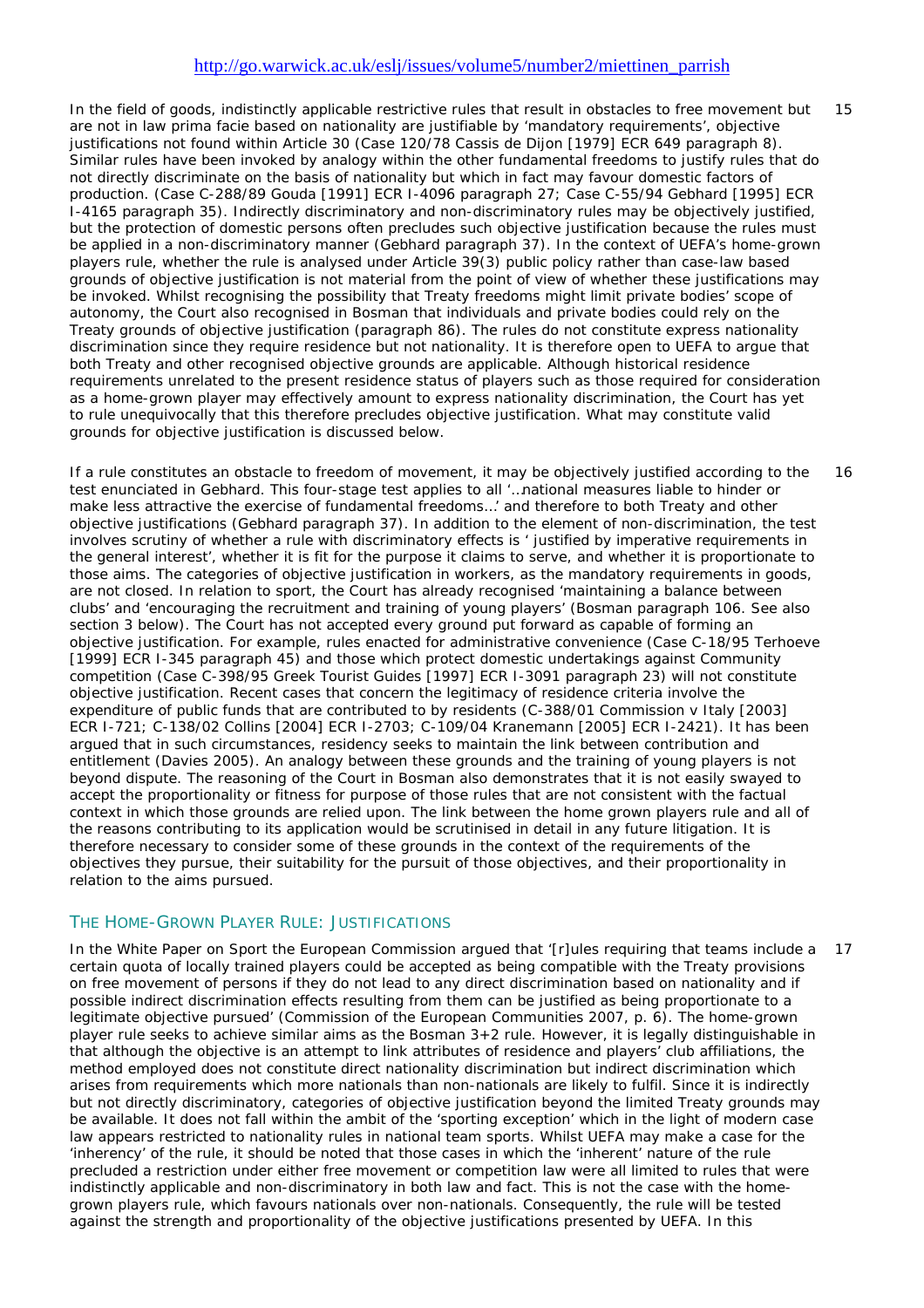In the field of goods, indistinctly applicable restrictive rules that result in obstacles to free movement but are not in law prima facie based on nationality are justifiable by 'mandatory requirements', objective justifications not found within Article 30 (Case 120/78 *Cassis de Dijon* [1979] ECR 649 paragraph 8). Similar rules have been invoked by analogy within the other fundamental freedoms to justify rules that do not directly discriminate on the basis of nationality but which in fact may favour domestic factors of production. (Case C-288/89 *Gouda* [1991] ECR I-4096 paragraph 27; Case C-55/94 *Gebhard* [1995] ECR I-4165 paragraph 35). Indirectly discriminatory and non-discriminatory rules may be objectively justified, but the protection of domestic persons often precludes such objective justification because the rules must be applied in a non-discriminatory manner (*Gebhard* paragraph 37). In the context of UEFA's home-grown players rule, whether the rule is analysed under Article 39(3) public policy rather than case-law based grounds of objective justification is not material from the point of view of whether these justifications may be invoked. Whilst recognising the possibility that Treaty freedoms might limit private bodies' scope of autonomy, the Court also recognised in *Bosman* that individuals and private bodies could rely on the Treaty grounds of objective justification (paragraph 86). The rules do not constitute express nationality discrimination since they require residence but not nationality. It is therefore open to UEFA to argue that both Treaty and other recognised objective grounds are applicable. Although historical residence requirements unrelated to the present residence status of players such as those required for consideration as a home-grown player may effectively amount to express nationality discrimination, the Court has yet to rule unequivocally that this therefore precludes objective justification. What may constitute valid grounds for objective justification is discussed below. 15

If a rule constitutes an obstacle to freedom of movement, it may be objectively justified according to the test enunciated in *Gebhard*. This four-stage test applies to all '…national measures liable to hinder or make less attractive the exercise of fundamental freedoms…' and therefore to both Treaty and other objective justifications (*Gebhard* paragraph 37). In addition to the element of non-discrimination, the test involves scrutiny of whether a rule with discriminatory effects is ' justified by imperative requirements in the general interest', whether it is fit for the purpose it claims to serve, and whether it is proportionate to those aims. The categories of objective justification in workers, as the mandatory requirements in goods, are not closed. In relation to sport, the Court has already recognised 'maintaining a balance between clubs' and 'encouraging the recruitment and training of young players' (*Bosman* paragraph 106. See also section 3 below). The Court has not accepted every ground put forward as capable of forming an objective justification. For example, rules enacted for administrative convenience (Case C-18/95 *Terhoeve* [1999] ECR I-345 paragraph 45) and those which protect domestic undertakings against Community competition (Case C-398/95 *Greek Tourist Guides* [1997] ECR I-3091 paragraph 23) will not constitute objective justification. Recent cases that concern the legitimacy of residence criteria involve the expenditure of public funds that are contributed to by residents (C-388/01 *Commission v Italy* [2003] ECR I-721; C-138/02 *Collins* [2004] ECR I-2703; C-109/04 *Kranemann* [2005] ECR I-2421). It has been argued that in such circumstances, residency seeks to maintain the link between contribution and entitlement (Davies 2005). An analogy between these grounds and the training of young players is not beyond dispute. The reasoning of the Court in *Bosman* also demonstrates that it is not easily swayed to accept the proportionality or fitness for purpose of those rules that are not consistent with the factual context in which those grounds are relied upon. The link between the home grown players rule and all of the reasons contributing to its application would be scrutinised in detail in any future litigation. It is therefore necessary to consider some of these grounds in the context of the requirements of the objectives they pursue, their suitability for the pursuit of those objectives, and their proportionality in relation to the aims pursued. 16

## THE HOME-GROWN PLAYER RULE: JUSTIFICATIONS

In the White Paper on Sport the European Commission argued that '[r]ules requiring that teams include a certain quota of locally trained players could be accepted as being compatible with the Treaty provisions on free movement of persons if they do not lead to any direct discrimination based on nationality and if possible indirect discrimination effects resulting from them can be justified as being proportionate to a legitimate objective pursued' (Commission of the European Communities 2007, p. 6). The home-grown player rule seeks to achieve similar aims as the Bosman 3+2 rule. However, it is legally distinguishable in that although the objective is an attempt to link attributes of residence and players' club affiliations, the method employed does not constitute direct nationality discrimination but indirect discrimination which arises from requirements which more nationals than non-nationals are likely to fulfil. Since it is indirectly but not directly discriminatory, categories of objective justification beyond the limited Treaty grounds may be available. It does not fall within the ambit of the 'sporting exception' which in the light of modern case law appears restricted to nationality rules in national team sports. Whilst UEFA may make a case for the 'inherency' of the rule, it should be noted that those cases in which the 'inherent' nature of the rule precluded a restriction under either free movement or competition law were all limited to rules that were indistinctly applicable and non-discriminatory in both law and fact. This is not the case with the home-grown players rule, which favours nationals over non-nationals. Consequently, the rule will be tested against the strength and proportionality of the objective justifications presented by UEFA. In this 17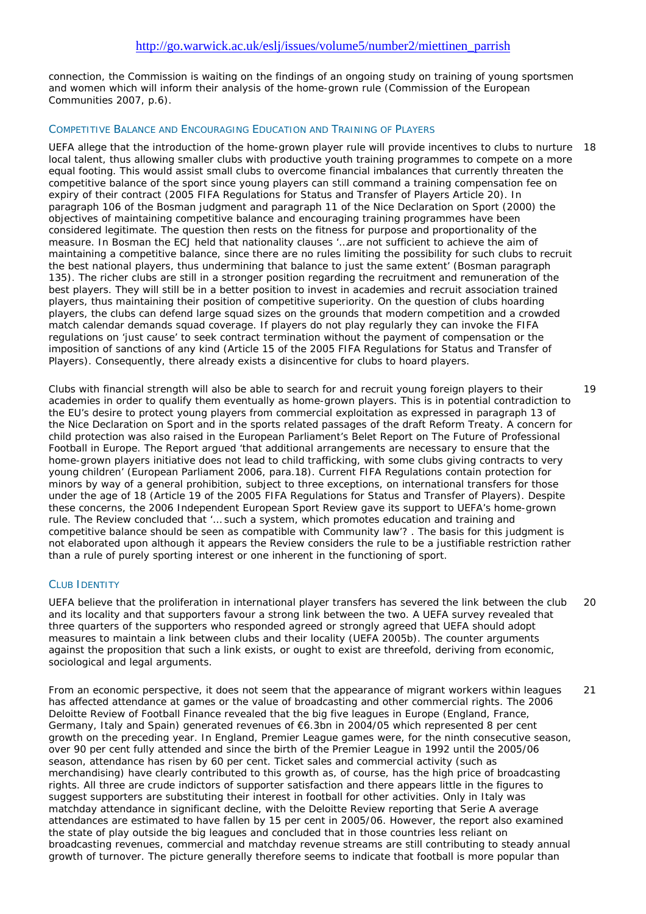connection, the Commission is waiting on the findings of an ongoing study on training of young sportsmen and women which will inform their analysis of the home-grown rule (Commission of the European Communities 2007, p.6).

### Competitive Balance and Encouraging Education and Training of Players

18 UEFA allege that the introduction of the home-grown player rule will provide incentives to clubs to nurture local talent, thus allowing smaller clubs with productive youth training programmes to compete on a more equal footing. This would assist small clubs to overcome financial imbalances that currently threaten the competitive balance of the sport since young players can still command a training compensation fee on expiry of their contract (2005 FIFA Regulations for Status and Transfer of Players Article 20). In paragraph 106 of the Bosman judgment and paragraph 11 of the Nice Declaration on Sport (2000) the objectives of maintaining competitive balance and encouraging training programmes have been considered legitimate. The question then rests on the fitness for purpose and proportionality of the measure. In Bosman the ECJ held that nationality clauses '…are not sufficient to achieve the aim of maintaining a competitive balance, since there are no rules limiting the possibility for such clubs to recruit the best national players, thus undermining that balance to just the same extent' (Bosman paragraph 135). The richer clubs are still in a stronger position regarding the recruitment and remuneration of the best players. They will still be in a better position to invest in academies and recruit association trained players, thus maintaining their position of competitive superiority. On the question of clubs hoarding players, the clubs can defend large squad sizes on the grounds that modern competition and a crowded match calendar demands squad coverage. If players do not play regularly they can invoke the FIFA regulations on 'just cause' to seek contract termination without the payment of compensation or the imposition of sanctions of any kind (Article 15 of the 2005 FIFA Regulations for Status and Transfer of Players). Consequently, there already exists a disincentive for clubs to hoard players.

19 Clubs with financial strength will also be able to search for and recruit young foreign players to their academies in order to qualify them eventually as home-grown players. This is in potential contradiction to the EU's desire to protect young players from commercial exploitation as expressed in paragraph 13 of the Nice Declaration on Sport and in the sports related passages of the draft Reform Treaty. A concern for child protection was also raised in the European Parliament's Belet Report on The Future of Professional Football in Europe. The Report argued 'that additional arrangements are necessary to ensure that the home-grown players initiative does not lead to child trafficking, with some clubs giving contracts to very young children' (European Parliament 2006, para.18). Current FIFA Regulations contain protection for minors by way of a general prohibition, subject to three exceptions, on international transfers for those under the age of 18 (Article 19 of the 2005 FIFA Regulations for Status and Transfer of Players). Despite these concerns, the 2006 Independent European Sport Review gave its support to UEFA's home-grown rule. The Review concluded that '… such a system, which promotes education and training and competitive balance should be seen as compatible with Community law'? . The basis for this judgment is not elaborated upon although it appears the Review considers the rule to be a justifiable restriction rather than a rule of purely sporting interest or one inherent in the functioning of sport.

### Club Identity

20 UEFA believe that the proliferation in international player transfers has severed the link between the club and its locality and that supporters favour a strong link between the two. A UEFA survey revealed that three quarters of the supporters who responded agreed or strongly agreed that UEFA should adopt measures to maintain a link between clubs and their locality (UEFA 2005b). The counter arguments against the proposition that such a link exists, or ought to exist are threefold, deriving from economic, sociological and legal arguments.

21 From an economic perspective, it does not seem that the appearance of migrant workers within leagues has affected attendance at games or the value of broadcasting and other commercial rights. The 2006 Deloitte Review of Football Finance revealed that the big five leagues in Europe (England, France, Germany, Italy and Spain) generated revenues of €6.3bn in 2004/05 which represented 8 per cent growth on the preceding year. In England, Premier League games were, for the ninth consecutive season, over 90 per cent fully attended and since the birth of the Premier League in 1992 until the 2005/06 season, attendance has risen by 60 per cent. Ticket sales and commercial activity (such as merchandising) have clearly contributed to this growth as, of course, has the high price of broadcasting rights. All three are crude indictors of supporter satisfaction and there appears little in the figures to suggest supporters are substituting their interest in football for other activities. Only in Italy was matchday attendance in significant decline, with the Deloitte Review reporting that Serie A average attendances are estimated to have fallen by 15 per cent in 2005/06. However, the report also examined the state of play outside the big leagues and concluded that in those countries less reliant on broadcasting revenues, commercial and matchday revenue streams are still contributing to steady annual growth of turnover. The picture generally therefore seems to indicate that football is more popular than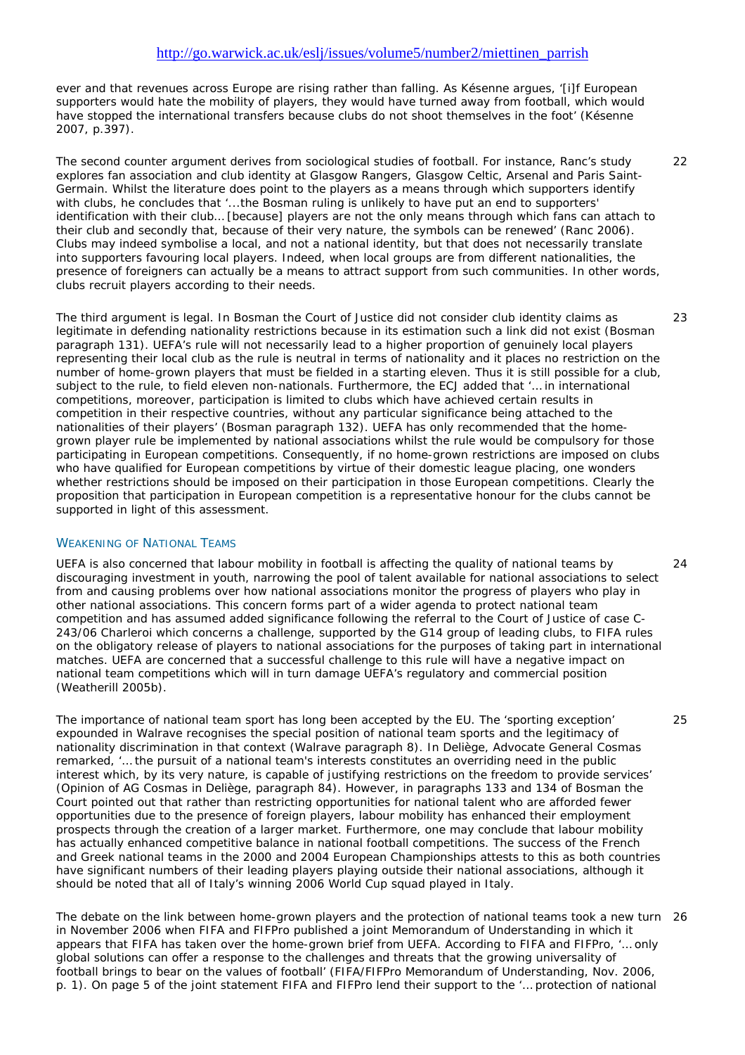ever and that revenues across Europe are rising rather than falling. As Késenne argues, '[i]f European supporters would hate the mobility of players, they would have turned away from football, which would have stopped the international transfers because clubs do not shoot themselves in the foot' (Késenne 2007, p.397).

22 The second counter argument derives from sociological studies of football. For instance, Ranc's study explores fan association and club identity at Glasgow Rangers, Glasgow Celtic, Arsenal and Paris Saint-Germain. Whilst the literature does point to the players as a means through which supporters identify with clubs, he concludes that '...the Bosman ruling is unlikely to have put an end to supporters' identification with their club… [because] players are not the only means through which fans can attach to their club and secondly that, because of their very nature, the symbols can be renewed' (Ranc 2006). Clubs may indeed symbolise a local, and not a national identity, but that does not necessarily translate into supporters favouring local players. Indeed, when local groups are from different nationalities, the presence of foreigners can actually be a means to attract support from such communities. In other words, clubs recruit players according to their needs.

23 The third argument is legal. In Bosman the Court of Justice did not consider club identity claims as legitimate in defending nationality restrictions because in its estimation such a link did not exist (Bosman paragraph 131). UEFA's rule will not necessarily lead to a higher proportion of genuinely local players representing their local club as the rule is neutral in terms of nationality and it places no restriction on the number of home-grown players that must be fielded in a starting eleven. Thus it is still possible for a club, subject to the rule, to field eleven non-nationals. Furthermore, the ECJ added that '… in international competitions, moreover, participation is limited to clubs which have achieved certain results in competition in their respective countries, without any particular significance being attached to the nationalities of their players' (Bosman paragraph 132). UEFA has only recommended that the home-grown player rule be implemented by national associations whilst the rule would be compulsory for those participating in European competitions. Consequently, if no home-grown restrictions are imposed on clubs who have qualified for European competitions by virtue of their domestic league placing, one wonders whether restrictions should be imposed on their participation in those European competitions. Clearly the proposition that participation in European competition is a representative honour for the clubs cannot be supported in light of this assessment.

### Weakening of National Teams

24 UEFA is also concerned that labour mobility in football is affecting the quality of national teams by discouraging investment in youth, narrowing the pool of talent available for national associations to select from and causing problems over how national associations monitor the progress of players who play in other national associations. This concern forms part of a wider agenda to protect national team competition and has assumed added significance following the referral to the Court of Justice of case C-243/06 Charleroi which concerns a challenge, supported by the G14 group of leading clubs, to FIFA rules on the obligatory release of players to national associations for the purposes of taking part in international matches. UEFA are concerned that a successful challenge to this rule will have a negative impact on national team competitions which will in turn damage UEFA's regulatory and commercial position (Weatherill 2005b).

25 The importance of national team sport has long been accepted by the EU. The 'sporting exception' expounded in Walrave recognises the special position of national team sports and the legitimacy of nationality discrimination in that context (Walrave paragraph 8). In Deliège, Advocate General Cosmas remarked, '… the pursuit of a national team's interests constitutes an overriding need in the public interest which, by its very nature, is capable of justifying restrictions on the freedom to provide services' (Opinion of AG Cosmas in Deliège, paragraph 84). However, in paragraphs 133 and 134 of Bosman the Court pointed out that rather than restricting opportunities for national talent who are afforded fewer opportunities due to the presence of foreign players, labour mobility has enhanced their employment prospects through the creation of a larger market. Furthermore, one may conclude that labour mobility has actually enhanced competitive balance in national football competitions. The success of the French and Greek national teams in the 2000 and 2004 European Championships attests to this as both countries have significant numbers of their leading players playing outside their national associations, although it should be noted that all of Italy's winning 2006 World Cup squad played in Italy.

26 The debate on the link between home-grown players and the protection of national teams took a new turn in November 2006 when FIFA and FIFPro published a joint Memorandum of Understanding in which it appears that FIFA has taken over the home-grown brief from UEFA. According to FIFA and FIFPro, '… only global solutions can offer a response to the challenges and threats that the growing universality of football brings to bear on the values of football' (FIFA/FIFPro Memorandum of Understanding, Nov. 2006, p. 1). On page 5 of the joint statement FIFA and FIFPro lend their support to the '… protection of national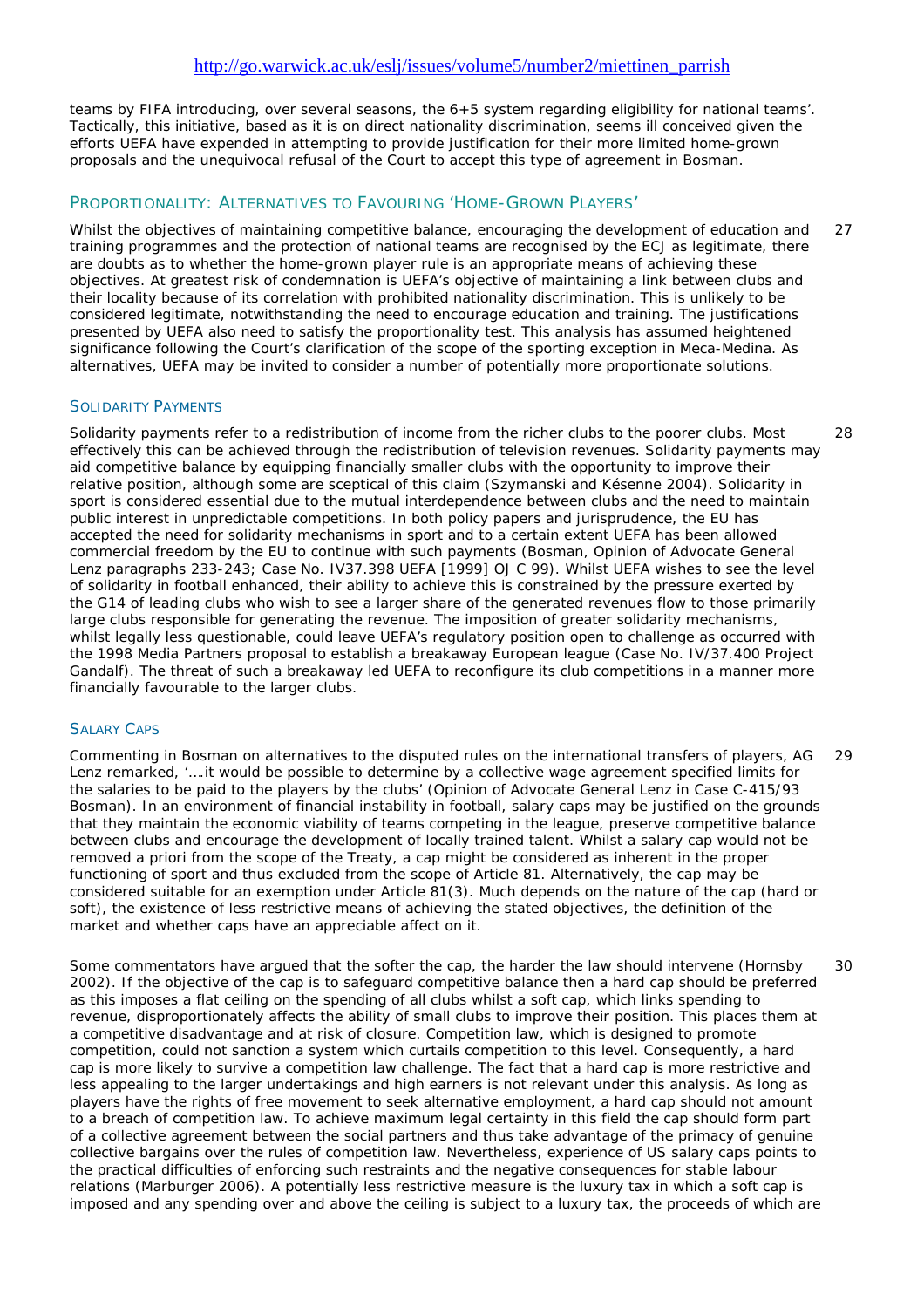teams by FIFA introducing, over several seasons, the 6+5 system regarding eligibility for national teams'. Tactically, this initiative, based as it is on direct nationality discrimination, seems ill conceived given the efforts UEFA have expended in attempting to provide justification for their more limited home-grown proposals and the unequivocal refusal of the Court to accept this type of agreement in *Bosman*.

## PROPORTIONALITY: ALTERNATIVES TO FAVOURING 'HOME-GROWN PLAYERS'

27 Whilst the objectives of maintaining competitive balance, encouraging the development of education and training programmes and the protection of national teams are recognised by the ECJ as legitimate, there are doubts as to whether the home-grown player rule is an appropriate means of achieving these objectives. At greatest risk of condemnation is UEFA's objective of maintaining a link between clubs and their locality because of its correlation with prohibited nationality discrimination. This is unlikely to be considered legitimate, notwithstanding the need to encourage education and training. The justifications presented by UEFA also need to satisfy the proportionality test. This analysis has assumed heightened significance following the Court's clarification of the scope of the sporting exception in *Meca-Medina*. As alternatives, UEFA may be invited to consider a number of potentially more proportionate solutions.

### SOLIDARITY PAYMENTS

28 Solidarity payments refer to a redistribution of income from the richer clubs to the poorer clubs. Most effectively this can be achieved through the redistribution of television revenues. Solidarity payments may aid competitive balance by equipping financially smaller clubs with the opportunity to improve their relative position, although some are sceptical of this claim (Szymanski and Késenne 2004). Solidarity in sport is considered essential due to the mutual interdependence between clubs and the need to maintain public interest in unpredictable competitions. In both policy papers and jurisprudence, the EU has accepted the need for solidarity mechanisms in sport and to a certain extent UEFA has been allowed commercial freedom by the EU to continue with such payments (*Bosman*, Opinion of Advocate General Lenz paragraphs 233-243; Case No. IV37.398 *UEFA* [1999] OJ C 99). Whilst UEFA wishes to see the level of solidarity in football enhanced, their ability to achieve this is constrained by the pressure exerted by the G14 of leading clubs who wish to see a larger share of the generated revenues flow to those primarily large clubs responsible for generating the revenue. The imposition of greater solidarity mechanisms, whilst legally less questionable, could leave UEFA's regulatory position open to challenge as occurred with the 1998 Media Partners proposal to establish a breakaway European league (Case No. IV/37.400 *Project Gandalf*). The threat of such a breakaway led UEFA to reconfigure its club competitions in a manner more financially favourable to the larger clubs.

### SALARY CAPS

29 Commenting in *Bosman* on alternatives to the disputed rules on the international transfers of players, AG Lenz remarked, '….it would be possible to determine by a collective wage agreement specified limits for the salaries to be paid to the players by the clubs' (Opinion of Advocate General Lenz in Case C-415/93 *Bosman*). In an environment of financial instability in football, salary caps may be justified on the grounds that they maintain the economic viability of teams competing in the league, preserve competitive balance between clubs and encourage the development of locally trained talent. Whilst a salary cap would not be removed a priori from the scope of the Treaty, a cap might be considered as inherent in the proper functioning of sport and thus excluded from the scope of Article 81. Alternatively, the cap may be considered suitable for an exemption under Article 81(3). Much depends on the nature of the cap (hard or soft), the existence of less restrictive means of achieving the stated objectives, the definition of the market and whether caps have an appreciable affect on it.

30 Some commentators have argued that the softer the cap, the harder the law should intervene (Hornsby 2002). If the objective of the cap is to safeguard competitive balance then a hard cap should be preferred as this imposes a flat ceiling on the spending of all clubs whilst a soft cap, which links spending to revenue, disproportionately affects the ability of small clubs to improve their position. This places them at a competitive disadvantage and at risk of closure. Competition law, which is designed to promote competition, could not sanction a system which curtails competition to this level. Consequently, a hard cap is more likely to survive a competition law challenge. The fact that a hard cap is more restrictive and less appealing to the larger undertakings and high earners is not relevant under this analysis. As long as players have the rights of free movement to seek alternative employment, a hard cap should not amount to a breach of competition law. To achieve maximum legal certainty in this field the cap should form part of a collective agreement between the social partners and thus take advantage of the primacy of genuine collective bargains over the rules of competition law. Nevertheless, experience of US salary caps points to the practical difficulties of enforcing such restraints and the negative consequences for stable labour relations (Marburger 2006). A potentially less restrictive measure is the luxury tax in which a soft cap is imposed and any spending over and above the ceiling is subject to a luxury tax, the proceeds of which are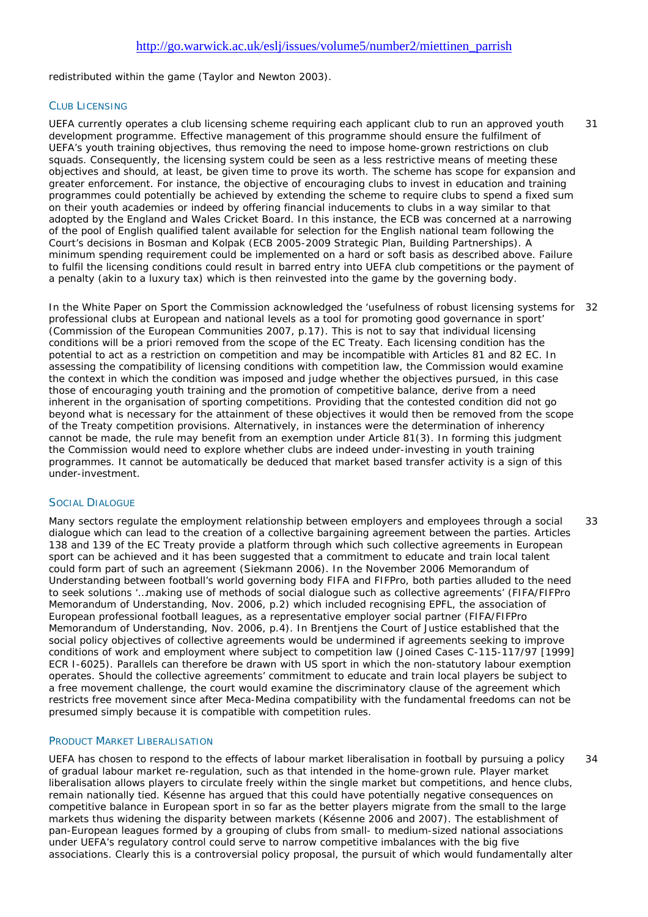redistributed within the game (Taylor and Newton 2003).

### Club Licensing

31 UEFA currently operates a club licensing scheme requiring each applicant club to run an approved youth development programme. Effective management of this programme should ensure the fulfilment of UEFA's youth training objectives, thus removing the need to impose home-grown restrictions on club squads. Consequently, the licensing system could be seen as a less restrictive means of meeting these objectives and should, at least, be given time to prove its worth. The scheme has scope for expansion and greater enforcement. For instance, the objective of encouraging clubs to invest in education and training programmes could potentially be achieved by extending the scheme to require clubs to spend a fixed sum on their youth academies or indeed by offering financial inducements to clubs in a way similar to that adopted by the England and Wales Cricket Board. In this instance, the ECB was concerned at a narrowing of the pool of English qualified talent available for selection for the English national team following the Court's decisions in Bosman and Kolpak (ECB 2005-2009 Strategic Plan, Building Partnerships). A minimum spending requirement could be implemented on a hard or soft basis as described above. Failure to fulfil the licensing conditions could result in barred entry into UEFA club competitions or the payment of a penalty (akin to a luxury tax) which is then reinvested into the game by the governing body.

32 In the White Paper on Sport the Commission acknowledged the 'usefulness of robust licensing systems for professional clubs at European and national levels as a tool for promoting good governance in sport' (Commission of the European Communities 2007, p.17). This is not to say that individual licensing conditions will be a priori removed from the scope of the EC Treaty. Each licensing condition has the potential to act as a restriction on competition and may be incompatible with Articles 81 and 82 EC. In assessing the compatibility of licensing conditions with competition law, the Commission would examine the context in which the condition was imposed and judge whether the objectives pursued, in this case those of encouraging youth training and the promotion of competitive balance, derive from a need inherent in the organisation of sporting competitions. Providing that the contested condition did not go beyond what is necessary for the attainment of these objectives it would then be removed from the scope of the Treaty competition provisions. Alternatively, in instances were the determination of inherency cannot be made, the rule may benefit from an exemption under Article 81(3). In forming this judgment the Commission would need to explore whether clubs are indeed under-investing in youth training programmes. It cannot be automatically be deduced that market based transfer activity is a sign of this under-investment.

### Social Dialogue

33 Many sectors regulate the employment relationship between employers and employees through a social dialogue which can lead to the creation of a collective bargaining agreement between the parties. Articles 138 and 139 of the EC Treaty provide a platform through which such collective agreements in European sport can be achieved and it has been suggested that a commitment to educate and train local talent could form part of such an agreement (Siekmann 2006). In the November 2006 Memorandum of Understanding between football's world governing body FIFA and FIFPro, both parties alluded to the need to seek solutions '…making use of methods of social dialogue such as collective agreements' (FIFA/FIFPro Memorandum of Understanding, Nov. 2006, p.2) which included recognising EPFL, the association of European professional football leagues, as a representative employer social partner (FIFA/FIFPro Memorandum of Understanding, Nov. 2006, p.4). In Brentjens the Court of Justice established that the social policy objectives of collective agreements would be undermined if agreements seeking to improve conditions of work and employment where subject to competition law (Joined Cases C-115-117/97 [1999] ECR I-6025). Parallels can therefore be drawn with US sport in which the non-statutory labour exemption operates. Should the collective agreements' commitment to educate and train local players be subject to a free movement challenge, the court would examine the discriminatory clause of the agreement which restricts free movement since after Meca-Medina compatibility with the fundamental freedoms can not be presumed simply because it is compatible with competition rules.

### Product Market Liberalisation

34 UEFA has chosen to respond to the effects of labour market liberalisation in football by pursuing a policy of gradual labour market re-regulation, such as that intended in the home-grown rule. Player market liberalisation allows players to circulate freely within the single market but competitions, and hence clubs, remain nationally tied. Késenne has argued that this could have potentially negative consequences on competitive balance in European sport in so far as the better players migrate from the small to the large markets thus widening the disparity between markets (Késenne 2006 and 2007). The establishment of pan-European leagues formed by a grouping of clubs from small- to medium-sized national associations under UEFA's regulatory control could serve to narrow competitive imbalances with the big five associations. Clearly this is a controversial policy proposal, the pursuit of which would fundamentally alter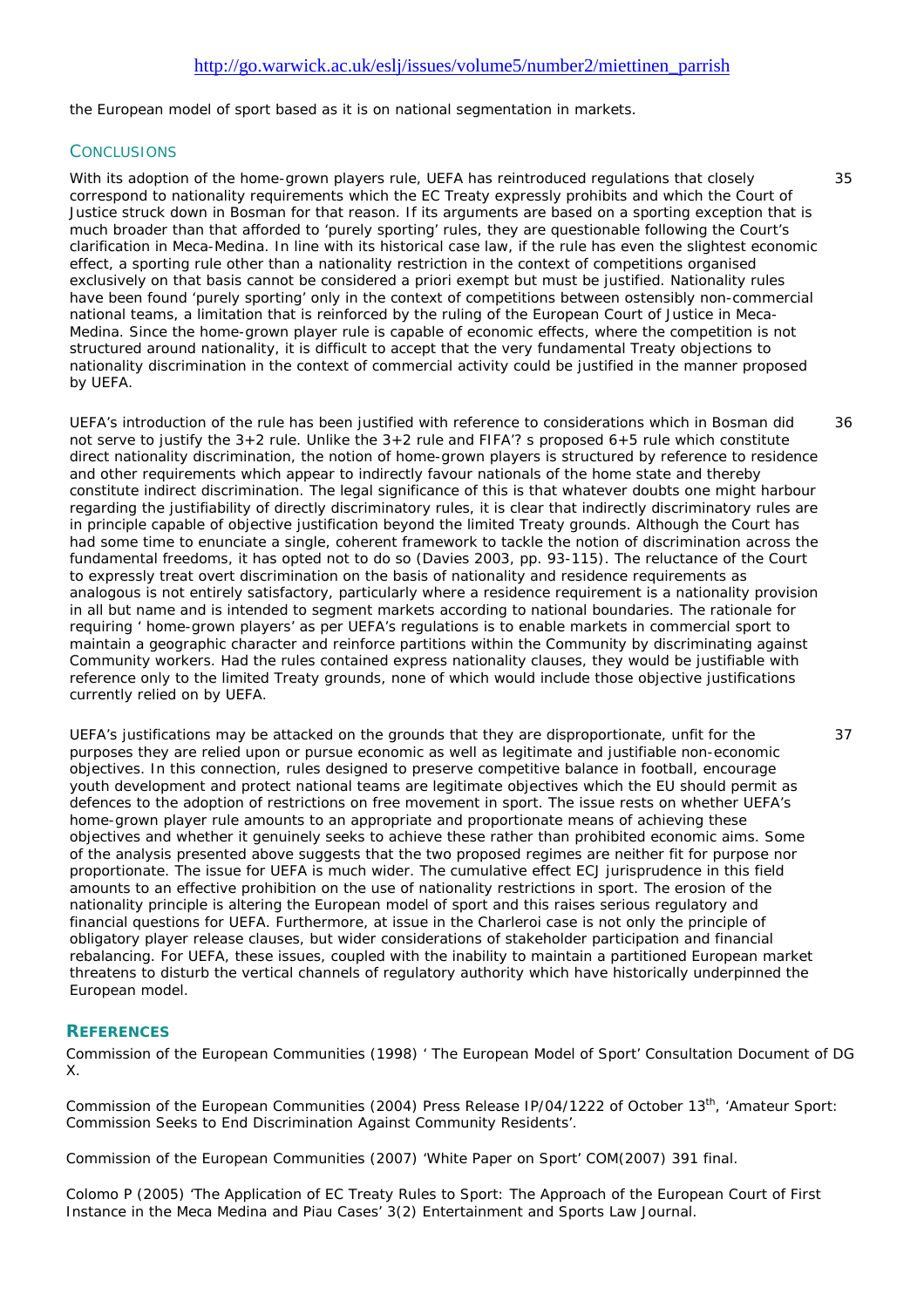the European model of sport based as it is on national segmentation in markets.

## CONCLUSIONS

35 With its adoption of the home-grown players rule, UEFA has reintroduced regulations that closely correspond to nationality requirements which the EC Treaty expressly prohibits and which the Court of Justice struck down in Bosman for that reason. If its arguments are based on a sporting exception that is much broader than that afforded to 'purely sporting' rules, they are questionable following the Court's clarification in Meca-Medina. In line with its historical case law, if the rule has even the slightest economic effect, a sporting rule other than a nationality restriction in the context of competitions organised exclusively on that basis cannot be considered a priori exempt but must be justified. Nationality rules have been found 'purely sporting' only in the context of competitions between ostensibly non-commercial national teams, a limitation that is reinforced by the ruling of the European Court of Justice in Meca-Medina. Since the home-grown player rule is capable of economic effects, where the competition is not structured around nationality, it is difficult to accept that the very fundamental Treaty objections to nationality discrimination in the context of commercial activity could be justified in the manner proposed by UEFA.

36 UEFA's introduction of the rule has been justified with reference to considerations which in Bosman did not serve to justify the 3+2 rule. Unlike the 3+2 rule and FIFA'? s proposed 6+5 rule which constitute direct nationality discrimination, the notion of home-grown players is structured by reference to residence and other requirements which appear to indirectly favour nationals of the home state and thereby constitute indirect discrimination. The legal significance of this is that whatever doubts one might harbour regarding the justifiability of directly discriminatory rules, it is clear that indirectly discriminatory rules are in principle capable of objective justification beyond the limited Treaty grounds. Although the Court has had some time to enunciate a single, coherent framework to tackle the notion of discrimination across the fundamental freedoms, it has opted not to do so (Davies 2003, pp. 93-115). The reluctance of the Court to expressly treat overt discrimination on the basis of nationality and residence requirements as analogous is not entirely satisfactory, particularly where a residence requirement is a nationality provision in all but name and is intended to segment markets according to national boundaries. The rationale for requiring ' home-grown players' as per UEFA's regulations is to enable markets in commercial sport to maintain a geographic character and reinforce partitions within the Community by discriminating against Community workers. Had the rules contained express nationality clauses, they would be justifiable with reference only to the limited Treaty grounds, none of which would include those objective justifications currently relied on by UEFA.

37 UEFA's justifications may be attacked on the grounds that they are disproportionate, unfit for the purposes they are relied upon or pursue economic as well as legitimate and justifiable non-economic objectives. In this connection, rules designed to preserve competitive balance in football, encourage youth development and protect national teams are legitimate objectives which the EU should permit as defences to the adoption of restrictions on free movement in sport. The issue rests on whether UEFA's home-grown player rule amounts to an appropriate and proportionate means of achieving these objectives and whether it genuinely seeks to achieve these rather than prohibited economic aims. Some of the analysis presented above suggests that the two proposed regimes are neither fit for purpose nor proportionate. The issue for UEFA is much wider. The cumulative effect ECJ jurisprudence in this field amounts to an effective prohibition on the use of nationality restrictions in sport. The erosion of the nationality principle is altering the European model of sport and this raises serious regulatory and financial questions for UEFA. Furthermore, at issue in the Charleroi case is not only the principle of obligatory player release clauses, but wider considerations of stakeholder participation and financial rebalancing. For UEFA, these issues, coupled with the inability to maintain a partitioned European market threatens to disturb the vertical channels of regulatory authority which have historically underpinned the European model.

## REFERENCES

Commission of the European Communities (1998) ' The European Model of Sport' Consultation Document of DG X.

Commission of the European Communities (2004) Press Release IP/04/1222 of October 13th, 'Amateur Sport: Commission Seeks to End Discrimination Against Community Residents'.

Commission of the European Communities (2007) 'White Paper on Sport' COM(2007) 391 final.

Colomo P (2005) 'The Application of EC Treaty Rules to Sport: The Approach of the European Court of First Instance in the Meca Medina and Piau Cases' 3(2) Entertainment and Sports Law Journal.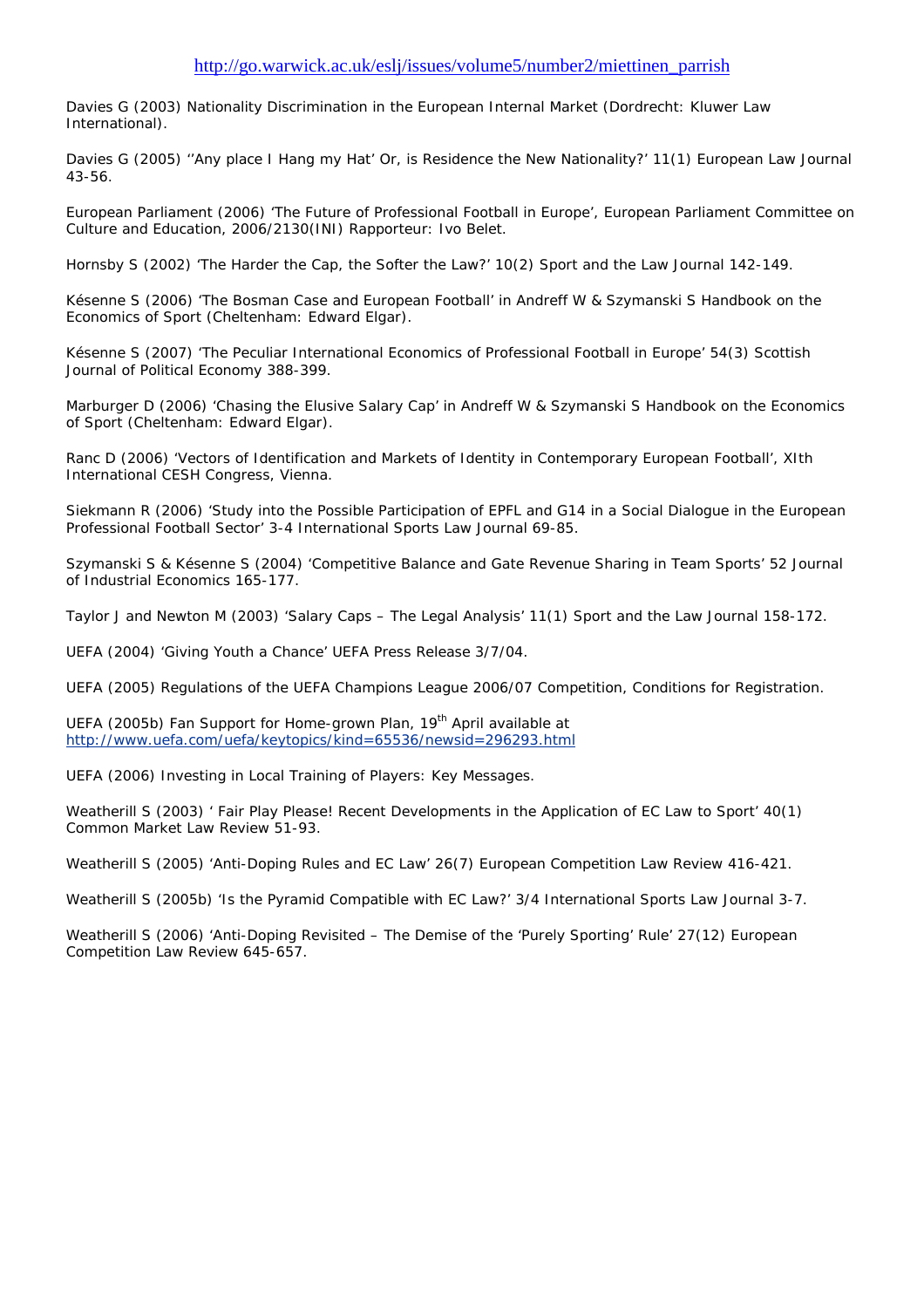Davies G (2003) Nationality Discrimination in the European Internal Market (Dordrecht: Kluwer Law International).

Davies G (2005) ''Any place I Hang my Hat' Or, is Residence the New Nationality?' 11(1) European Law Journal 43-56.

European Parliament (2006) 'The Future of Professional Football in Europe', European Parliament Committee on Culture and Education, 2006/2130(INI) Rapporteur: Ivo Belet.

Hornsby S (2002) 'The Harder the Cap, the Softer the Law?' 10(2) Sport and the Law Journal 142-149.

Késenne S (2006) 'The Bosman Case and European Football' in Andreff W & Szymanski S Handbook on the Economics of Sport (Cheltenham: Edward Elgar).

Késenne S (2007) 'The Peculiar International Economics of Professional Football in Europe' 54(3) Scottish Journal of Political Economy 388-399.

Marburger D (2006) 'Chasing the Elusive Salary Cap' in Andreff W & Szymanski S Handbook on the Economics of Sport (Cheltenham: Edward Elgar).

Ranc D (2006) 'Vectors of Identification and Markets of Identity in Contemporary European Football', XIth International CESH Congress, Vienna.

Siekmann R (2006) 'Study into the Possible Participation of EPFL and G14 in a Social Dialogue in the European Professional Football Sector' 3-4 International Sports Law Journal 69-85.

Szymanski S & Késenne S (2004) 'Competitive Balance and Gate Revenue Sharing in Team Sports' 52 Journal of Industrial Economics 165-177.

Taylor J and Newton M (2003) 'Salary Caps – The Legal Analysis' 11(1) Sport and the Law Journal 158-172.

UEFA (2004) 'Giving Youth a Chance' UEFA Press Release 3/7/04.

UEFA (2005) Regulations of the UEFA Champions League 2006/07 Competition, Conditions for Registration.

UEFA (2005b) Fan Support for Home-grown Plan, 19th April available at http://www.uefa.com/uefa/keytopics/kind=65536/newsid=296293.html

UEFA (2006) Investing in Local Training of Players: Key Messages.

Weatherill S (2003) ' Fair Play Please! Recent Developments in the Application of EC Law to Sport' 40(1) Common Market Law Review 51-93.

Weatherill S (2005) 'Anti-Doping Rules and EC Law' 26(7) European Competition Law Review 416-421.

Weatherill S (2005b) 'Is the Pyramid Compatible with EC Law?' 3/4 International Sports Law Journal 3-7.

Weatherill S (2006) 'Anti-Doping Revisited – The Demise of the 'Purely Sporting' Rule' 27(12) European Competition Law Review 645-657.